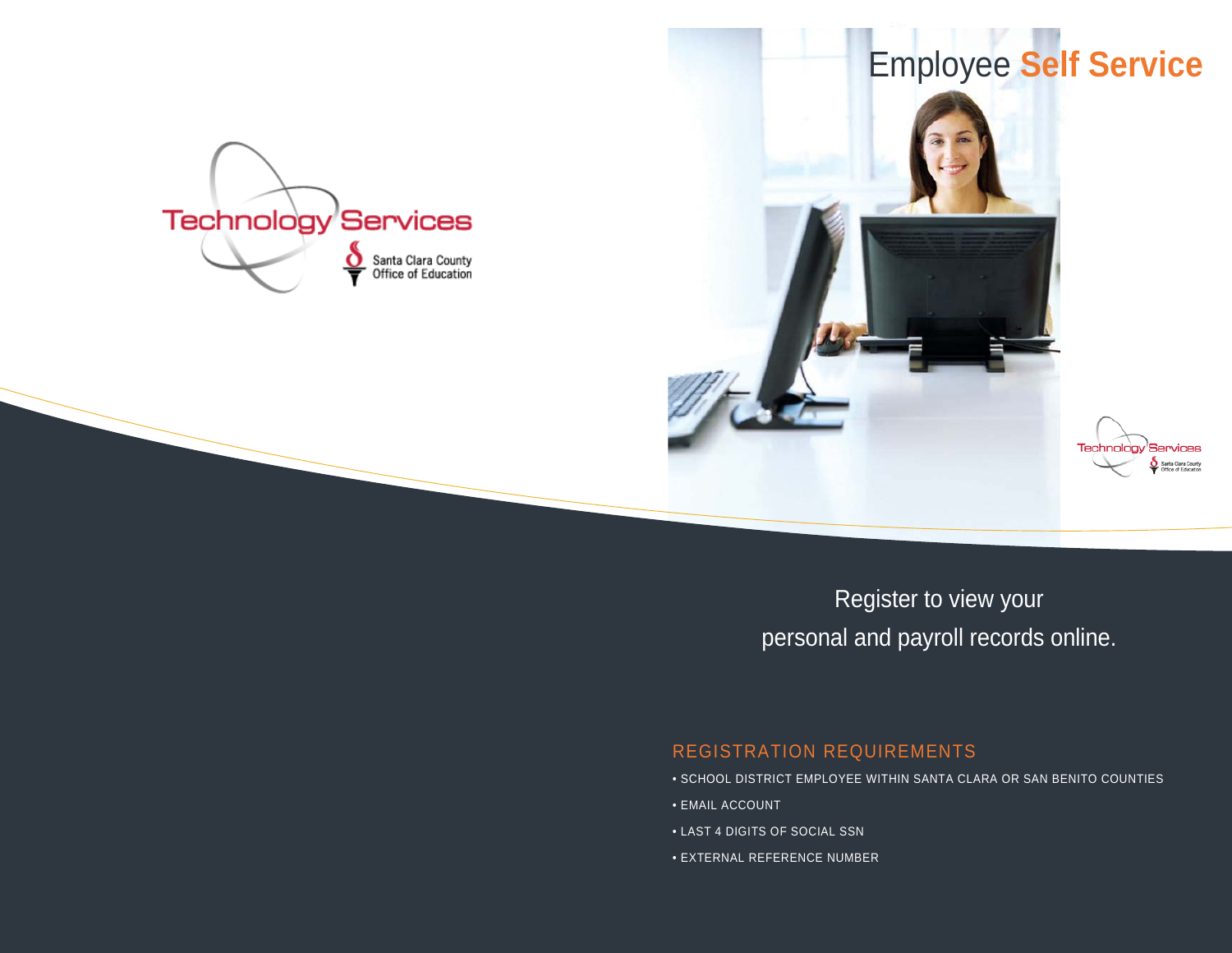Technology Services

Santa Clara County Office of Education

# Employee **Self Service**

Register to view your personal and payroll records online.

## REGISTRATION REQUIREMENTS

- SCHOOL DISTRICT EMPLOYEE WITHIN SANTA CLARA OR SAN BENITO COUNTIES
- EMAIL ACCOUNT
- LAST 4 DIGITS OF SOCIAL SSN
- EXTERNAL REFERENCE NUMBER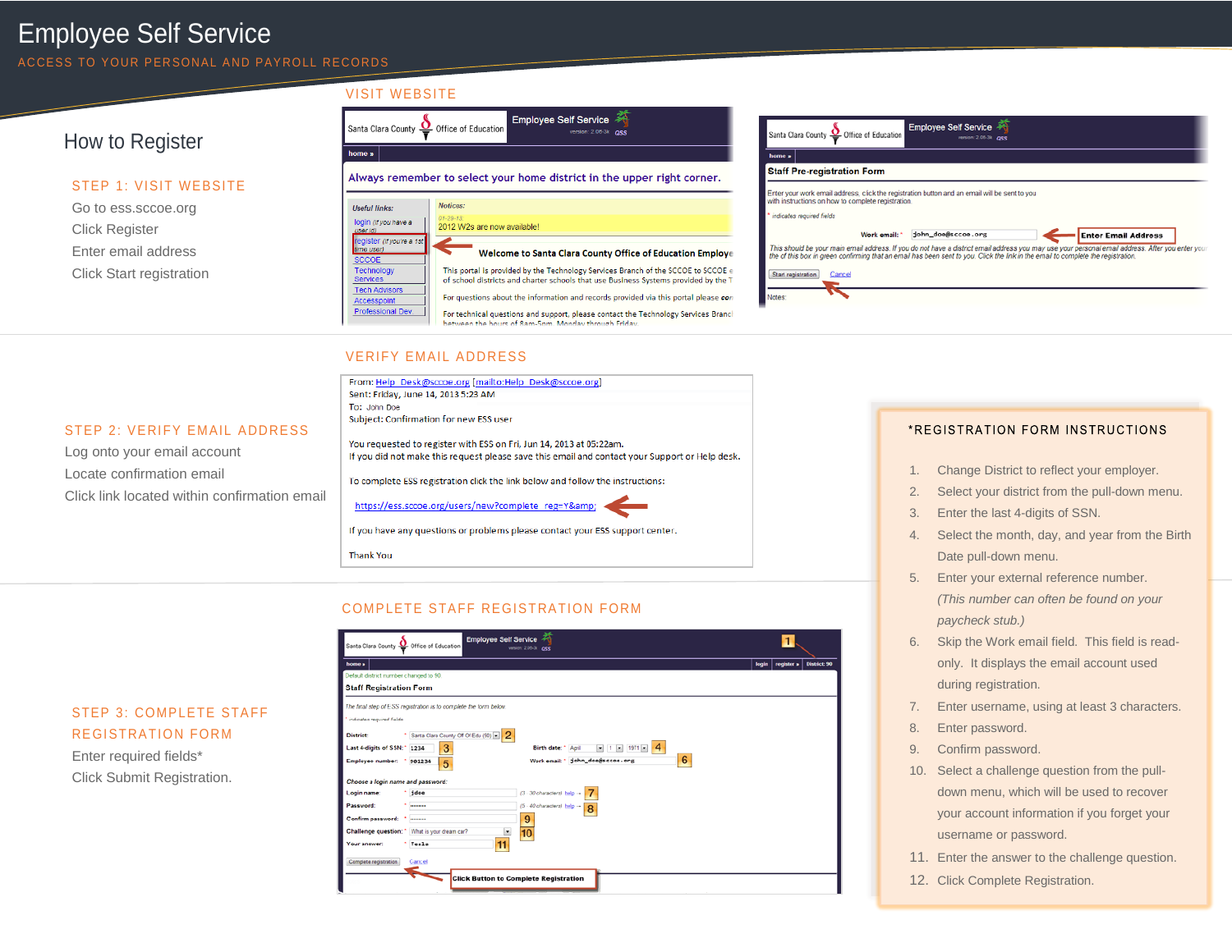# Employee Self Service

ACCESS TO YOUR PERSONAL AND PAYROLL RECORDS

## How to Register

### STEP 1: VISIT WEBSITE

Go to ess.sccoe.org

Click Register

Enter email address

Click Start registration

### STEP 2: VERIFY EMAIL ADDRESS

Log onto your email account

Locate confirmation email

Click link located within confirmation email

### STEP 3: COMPLETE STAFF REGISTRATION FORM

Enter required fields*

Click Submit Registration.

## VISIT WEBSITE

## VERIFY EMAIL ADDRESS

From: Help_Desk@sccoe.org [mailto:Help_Desk@sccoe.org]
Sent: Friday, June 14, 2013 5:23 AM
To: John Doe
Subject: Confirmation for new ESS user

You requested to register with ESS on Fri, Jun 14, 2013 at 05:22am.
If you did not make this request please save this email and contact your Support or Help desk.

To complete ESS registration click the link below and follow the instructions:

https://ess.sccoe.org/users/new?complete_reg=Y&amp;

If you have any questions or problems please contact your ESS support center.

Thank You

## COMPLETE STAFF REGISTRATION FORM

## *REGISTRATION FORM INSTRUCTIONS

1. Change District to reflect your employer.
2. Select your district from the pull-down menu.
3. Enter the last 4-digits of SSN.
4. Select the month, day, and year from the Birth Date pull-down menu.
5. Enter your external reference number. *(This number can often be found on your paycheck stub.)*
6. Skip the Work email field. This field is read-only. It displays the email account used during registration.
7. Enter username, using at least 3 characters.
8. Enter password.
9. Confirm password.
10. Select a challenge question from the pull-down menu, which will be used to recover your account information if you forget your username or password.
11. Enter the answer to the challenge question.
12. Click Complete Registration.